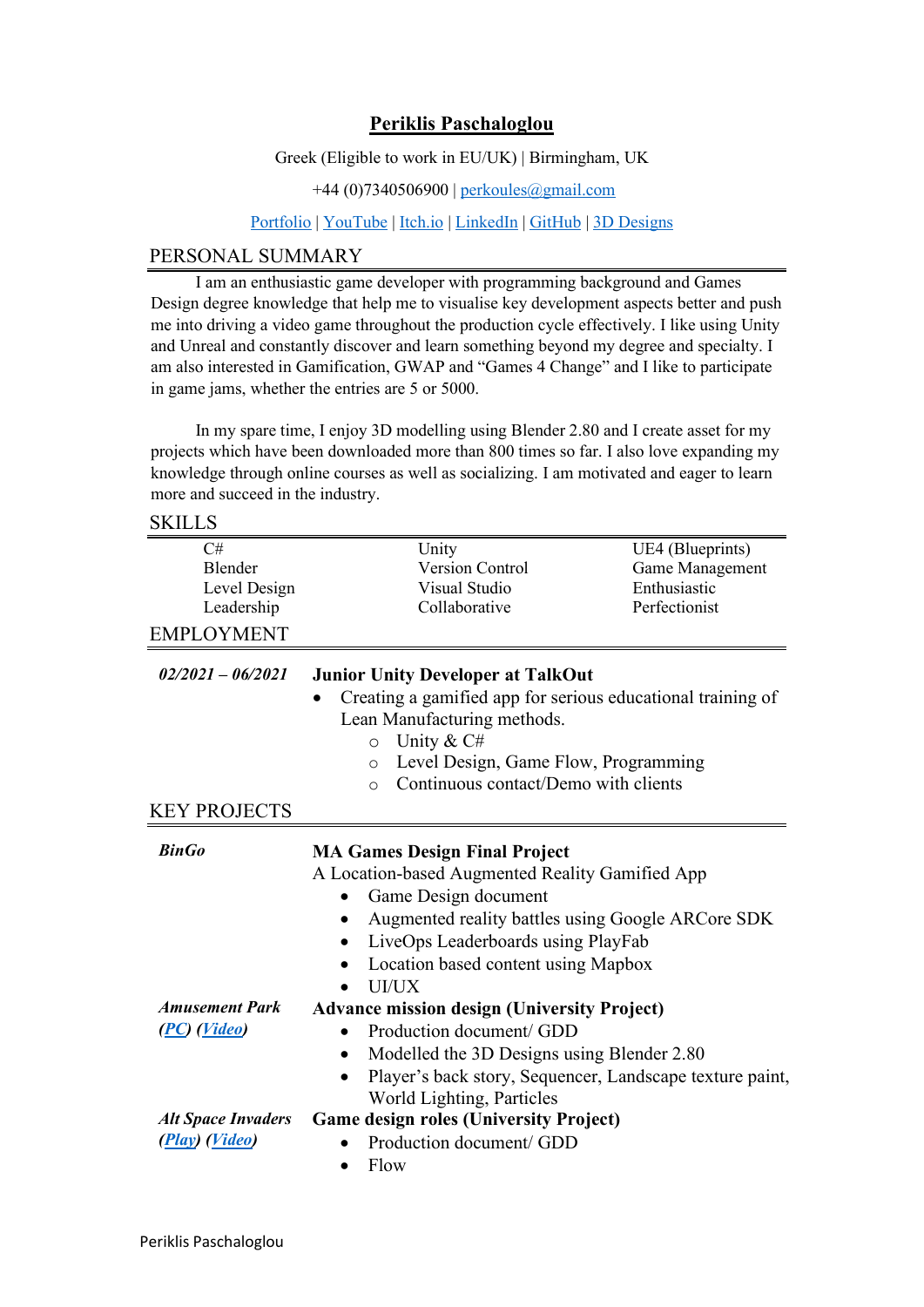# Periklis Paschaloglou

Greek (Eligible to work in EU/UK) | Birmingham, UK

+44 (0)7340506900 | perkoules@gmail.com

Portfolio | YouTube | Itch.io | LinkedIn | GitHub | 3D Designs

## PERSONAL SUMMARY

I am an enthusiastic game developer with programming background and Games Design degree knowledge that help me to visualise key development aspects better and push me into driving a video game throughout the production cycle effectively. I like using Unity and Unreal and constantly discover and learn something beyond my degree and specialty. I am also interested in Gamification, GWAP and "Games 4 Change" and I like to participate in game jams, whether the entries are 5 or 5000.

In my spare time, I enjoy 3D modelling using Blender 2.80 and I create asset for my projects which have been downloaded more than 800 times so far. I also love expanding my knowledge through online courses as well as socializing. I am motivated and eager to learn more and succeed in the industry.

## SKILLS

| | | |
|---|---|---|
| C# | Unity | UE4 (Blueprints) |
| Blender | Version Control | Game Management |
| Level Design | Visual Studio | Enthusiastic |
| Leadership | Collaborative | Perfectionist |

## EMPLOYMENT

***02/2021 – 06/2021*** **Junior Unity Developer at TalkOut**

- Creating a gamified app for serious educational training of Lean Manufacturing methods.
  - Unity & C#
  - Level Design, Game Flow, Programming
  - Continuous contact/Demo with clients

## KEY PROJECTS

***BinGo*** **MA Games Design Final Project**

A Location-based Augmented Reality Gamified App

- Game Design document
- Augmented reality battles using Google ARCore SDK
- LiveOps Leaderboards using PlayFab
- Location based content using Mapbox
- UI/UX

***Amusement Park (PC) (Video)*** **Advance mission design (University Project)**

- Production document/ GDD
- Modelled the 3D Designs using Blender 2.80
- Player's back story, Sequencer, Landscape texture paint, World Lighting, Particles

***Alt Space Invaders (Play) (Video)*** **Game design roles (University Project)**

- Production document/ GDD
- Flow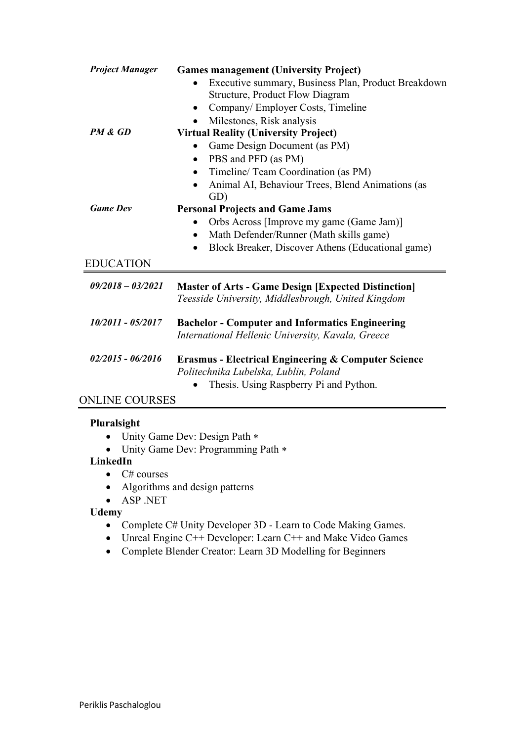***Project Manager*** — **Games management (University Project)**

- Executive summary, Business Plan, Product Breakdown Structure, Product Flow Diagram
- Company/ Employer Costs, Timeline
- Milestones, Risk analysis

***PM & GD*** — **Virtual Reality (University Project)**

- Game Design Document (as PM)
- PBS and PFD (as PM)
- Timeline/ Team Coordination (as PM)
- Animal AI, Behaviour Trees, Blend Animations (as GD)

***Game Dev*** — **Personal Projects and Game Jams**

- Orbs Across [Improve my game (Game Jam)]
- Math Defender/Runner (Math skills game)
- Block Breaker, Discover Athens (Educational game)

## EDUCATION

***09/2018 – 03/2021*** — **Master of Arts - Game Design [Expected Distinction]**
*Teesside University, Middlesbrough, United Kingdom*

***10/2011 - 05/2017*** — **Bachelor - Computer and Informatics Engineering**
*International Hellenic University, Kavala, Greece*

***02/2015 - 06/2016*** — **Erasmus - Electrical Engineering & Computer Science**
*Politechnika Lubelska, Lublin, Poland*

- Thesis. Using Raspberry Pi and Python.

## ONLINE COURSES

**Pluralsight**

- Unity Game Dev: Design Path *
- Unity Game Dev: Programming Path *

**LinkedIn**

- C# courses
- Algorithms and design patterns
- ASP .NET

**Udemy**

- Complete C# Unity Developer 3D - Learn to Code Making Games.
- Unreal Engine C++ Developer: Learn C++ and Make Video Games
- Complete Blender Creator: Learn 3D Modelling for Beginners